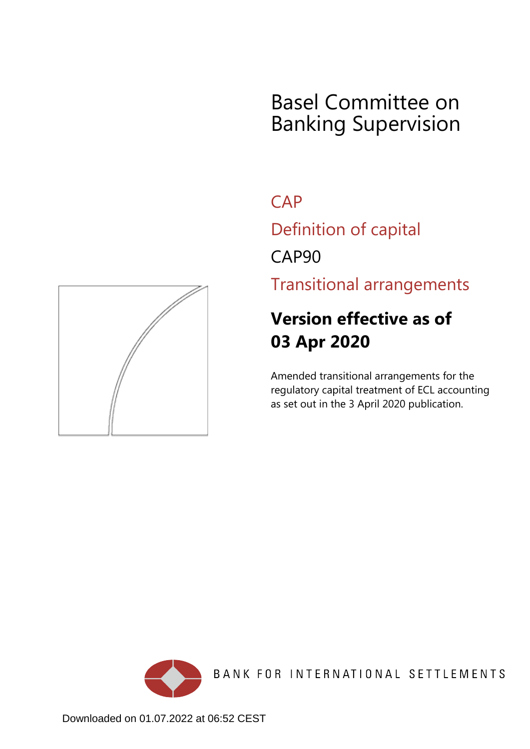# Basel Committee on Banking Supervision

## CAP

## Definition of capital

## CAP90

## Transitional arrangements

**Version effective as of 03 Apr 2020**

Amended transitional arrangements for the regulatory capital treatment of ECL accounting as set out in the 3 April 2020 publication.

BANK FOR INTERNATIONAL SETTLEMENTS

Downloaded on 01.07.2022 at 06:52 CEST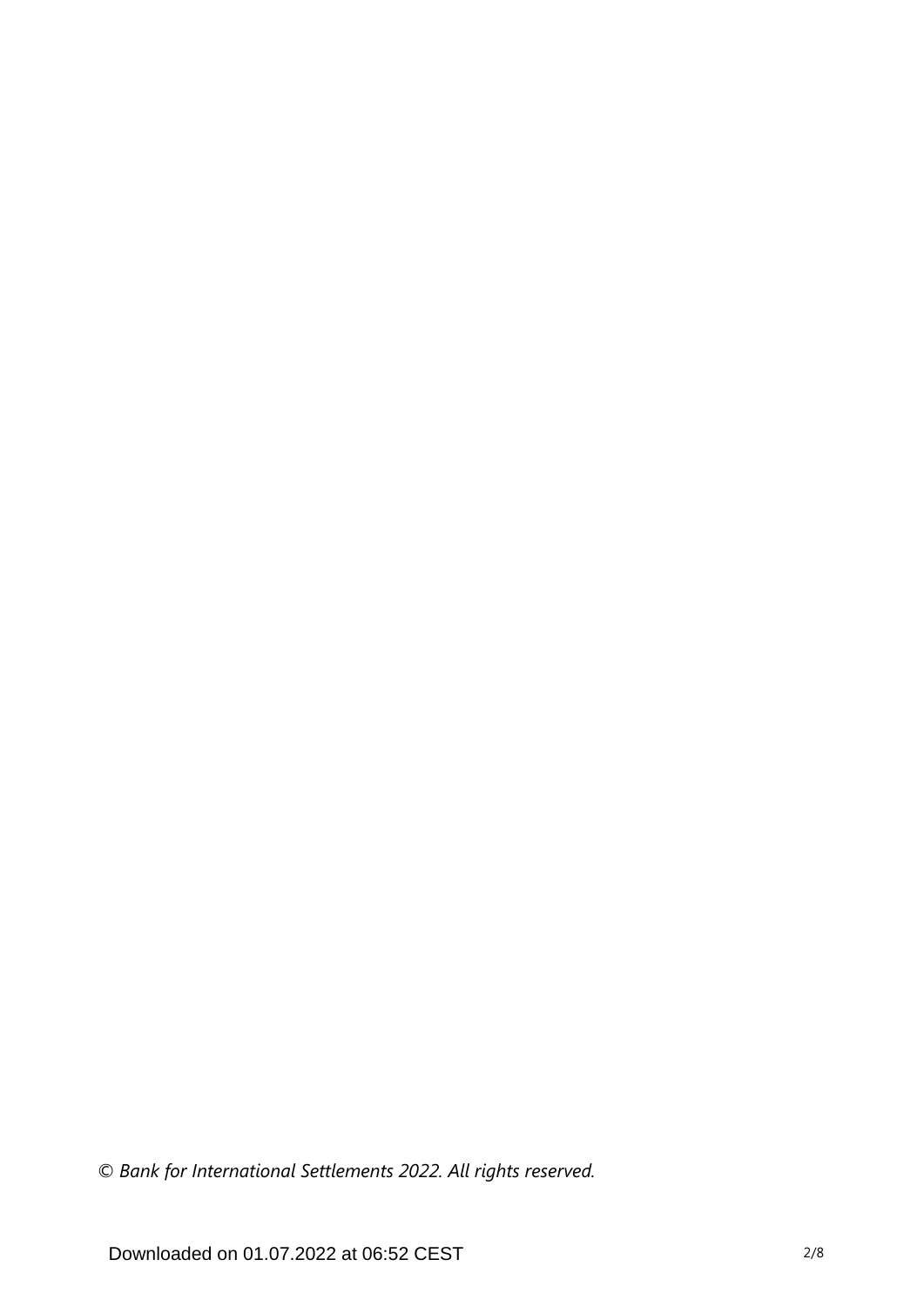*© Bank for International Settlements 2022. All rights reserved.*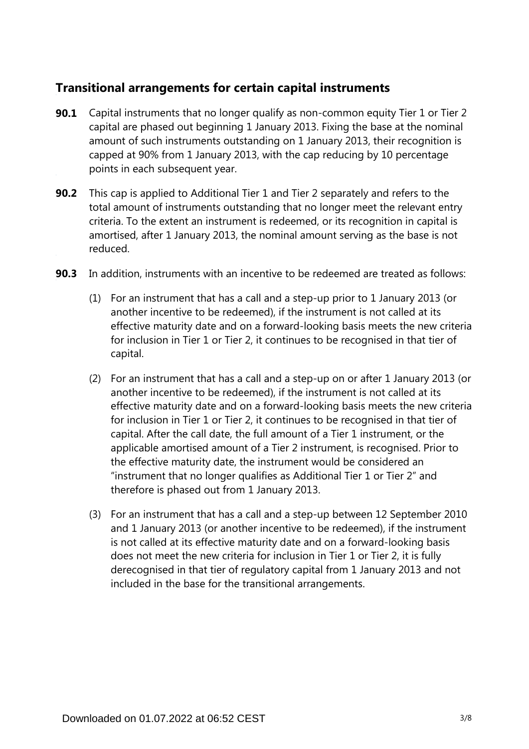## Transitional arrangements for certain capital instruments

**90.1** Capital instruments that no longer qualify as non-common equity Tier 1 or Tier 2 capital are phased out beginning 1 January 2013. Fixing the base at the nominal amount of such instruments outstanding on 1 January 2013, their recognition is capped at 90% from 1 January 2013, with the cap reducing by 10 percentage points in each subsequent year.

**90.2** This cap is applied to Additional Tier 1 and Tier 2 separately and refers to the total amount of instruments outstanding that no longer meet the relevant entry criteria. To the extent an instrument is redeemed, or its recognition in capital is amortised, after 1 January 2013, the nominal amount serving as the base is not reduced.

**90.3** In addition, instruments with an incentive to be redeemed are treated as follows:

(1) For an instrument that has a call and a step-up prior to 1 January 2013 (or another incentive to be redeemed), if the instrument is not called at its effective maturity date and on a forward-looking basis meets the new criteria for inclusion in Tier 1 or Tier 2, it continues to be recognised in that tier of capital.

(2) For an instrument that has a call and a step-up on or after 1 January 2013 (or another incentive to be redeemed), if the instrument is not called at its effective maturity date and on a forward-looking basis meets the new criteria for inclusion in Tier 1 or Tier 2, it continues to be recognised in that tier of capital. After the call date, the full amount of a Tier 1 instrument, or the applicable amortised amount of a Tier 2 instrument, is recognised. Prior to the effective maturity date, the instrument would be considered an "instrument that no longer qualifies as Additional Tier 1 or Tier 2" and therefore is phased out from 1 January 2013.

(3) For an instrument that has a call and a step-up between 12 September 2010 and 1 January 2013 (or another incentive to be redeemed), if the instrument is not called at its effective maturity date and on a forward-looking basis does not meet the new criteria for inclusion in Tier 1 or Tier 2, it is fully derecognised in that tier of regulatory capital from 1 January 2013 and not included in the base for the transitional arrangements.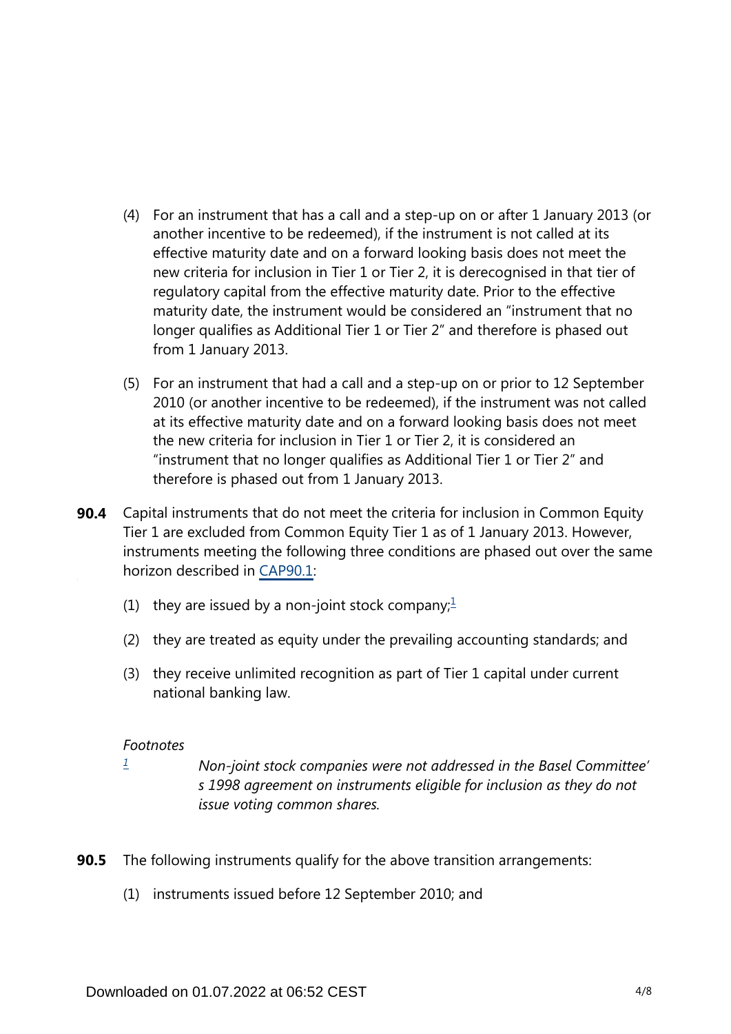(4) For an instrument that has a call and a step-up on or after 1 January 2013 (or another incentive to be redeemed), if the instrument is not called at its effective maturity date and on a forward looking basis does not meet the new criteria for inclusion in Tier 1 or Tier 2, it is derecognised in that tier of regulatory capital from the effective maturity date. Prior to the effective maturity date, the instrument would be considered an "instrument that no longer qualifies as Additional Tier 1 or Tier 2" and therefore is phased out from 1 January 2013.

(5) For an instrument that had a call and a step-up on or prior to 12 September 2010 (or another incentive to be redeemed), if the instrument was not called at its effective maturity date and on a forward looking basis does not meet the new criteria for inclusion in Tier 1 or Tier 2, it is considered an "instrument that no longer qualifies as Additional Tier 1 or Tier 2" and therefore is phased out from 1 January 2013.

**90.4** Capital instruments that do not meet the criteria for inclusion in Common Equity Tier 1 are excluded from Common Equity Tier 1 as of 1 January 2013. However, instruments meeting the following three conditions are phased out over the same horizon described in CAP90.1:

(1) they are issued by a non-joint stock company;[1]

(2) they are treated as equity under the prevailing accounting standards; and

(3) they receive unlimited recognition as part of Tier 1 capital under current national banking law.

*Footnotes*

[1] *Non-joint stock companies were not addressed in the Basel Committee's 1998 agreement on instruments eligible for inclusion as they do not issue voting common shares.*

**90.5** The following instruments qualify for the above transition arrangements:

(1) instruments issued before 12 September 2010; and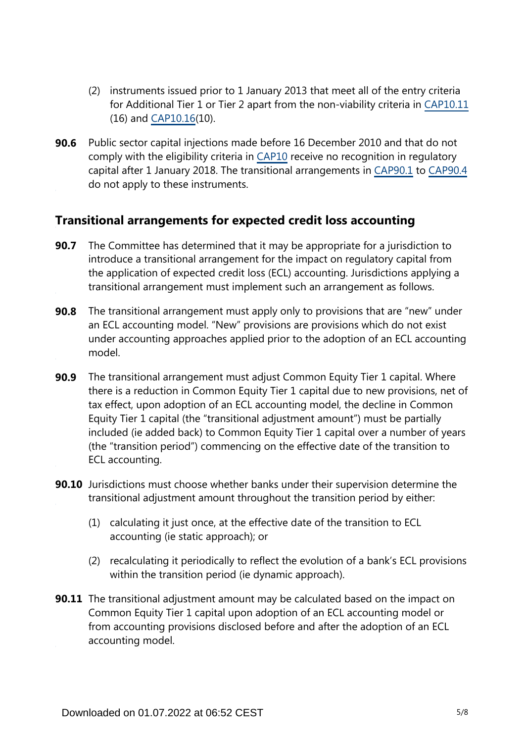(2) instruments issued prior to 1 January 2013 that meet all of the entry criteria for Additional Tier 1 or Tier 2 apart from the non-viability criteria in CAP10.11 (16) and CAP10.16(10).

**90.6** Public sector capital injections made before 16 December 2010 and that do not comply with the eligibility criteria in CAP10 receive no recognition in regulatory capital after 1 January 2018. The transitional arrangements in CAP90.1 to CAP90.4 do not apply to these instruments.

## Transitional arrangements for expected credit loss accounting

**90.7** The Committee has determined that it may be appropriate for a jurisdiction to introduce a transitional arrangement for the impact on regulatory capital from the application of expected credit loss (ECL) accounting. Jurisdictions applying a transitional arrangement must implement such an arrangement as follows.

**90.8** The transitional arrangement must apply only to provisions that are "new" under an ECL accounting model. "New" provisions are provisions which do not exist under accounting approaches applied prior to the adoption of an ECL accounting model.

**90.9** The transitional arrangement must adjust Common Equity Tier 1 capital. Where there is a reduction in Common Equity Tier 1 capital due to new provisions, net of tax effect, upon adoption of an ECL accounting model, the decline in Common Equity Tier 1 capital (the "transitional adjustment amount") must be partially included (ie added back) to Common Equity Tier 1 capital over a number of years (the "transition period") commencing on the effective date of the transition to ECL accounting.

**90.10** Jurisdictions must choose whether banks under their supervision determine the transitional adjustment amount throughout the transition period by either:

(1) calculating it just once, at the effective date of the transition to ECL accounting (ie static approach); or

(2) recalculating it periodically to reflect the evolution of a bank's ECL provisions within the transition period (ie dynamic approach).

**90.11** The transitional adjustment amount may be calculated based on the impact on Common Equity Tier 1 capital upon adoption of an ECL accounting model or from accounting provisions disclosed before and after the adoption of an ECL accounting model.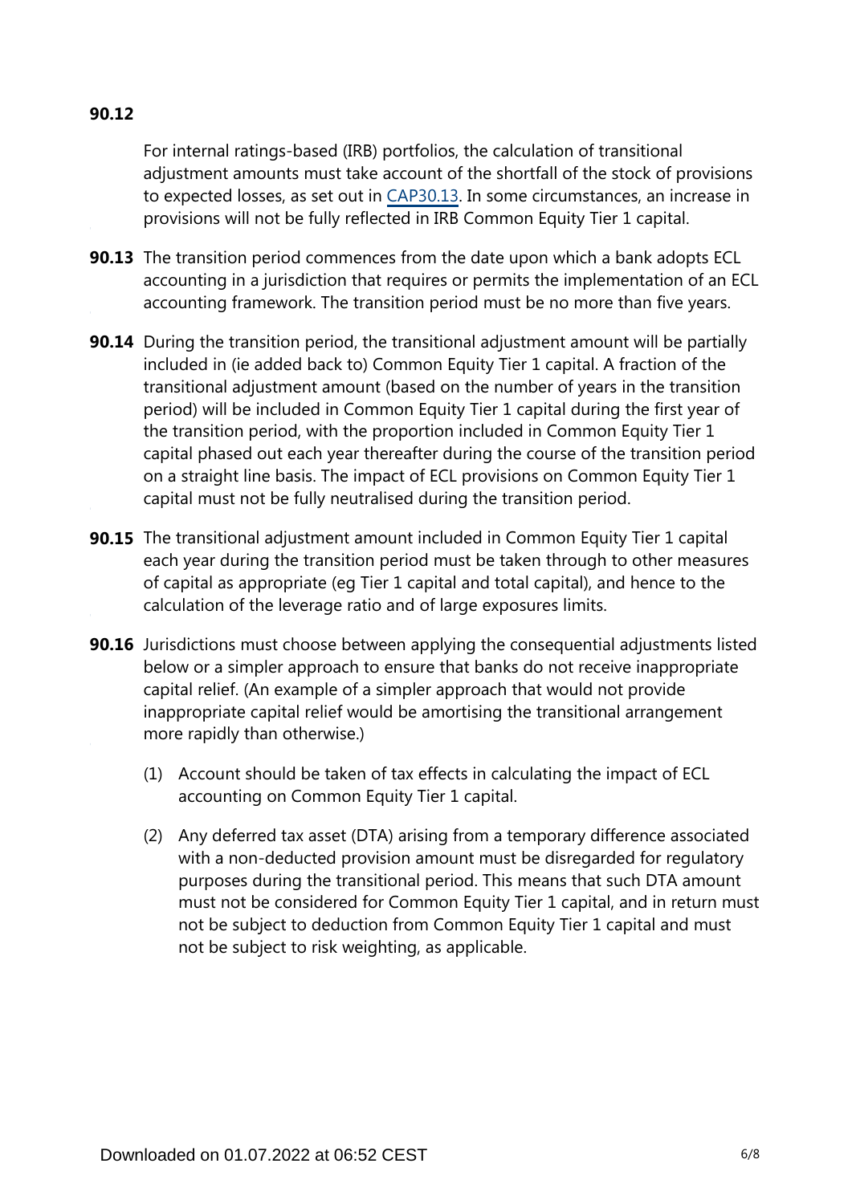**90.12** For internal ratings-based (IRB) portfolios, the calculation of transitional adjustment amounts must take account of the shortfall of the stock of provisions to expected losses, as set out in CAP30.13. In some circumstances, an increase in provisions will not be fully reflected in IRB Common Equity Tier 1 capital.

**90.13** The transition period commences from the date upon which a bank adopts ECL accounting in a jurisdiction that requires or permits the implementation of an ECL accounting framework. The transition period must be no more than five years.

**90.14** During the transition period, the transitional adjustment amount will be partially included in (ie added back to) Common Equity Tier 1 capital. A fraction of the transitional adjustment amount (based on the number of years in the transition period) will be included in Common Equity Tier 1 capital during the first year of the transition period, with the proportion included in Common Equity Tier 1 capital phased out each year thereafter during the course of the transition period on a straight line basis. The impact of ECL provisions on Common Equity Tier 1 capital must not be fully neutralised during the transition period.

**90.15** The transitional adjustment amount included in Common Equity Tier 1 capital each year during the transition period must be taken through to other measures of capital as appropriate (eg Tier 1 capital and total capital), and hence to the calculation of the leverage ratio and of large exposures limits.

**90.16** Jurisdictions must choose between applying the consequential adjustments listed below or a simpler approach to ensure that banks do not receive inappropriate capital relief. (An example of a simpler approach that would not provide inappropriate capital relief would be amortising the transitional arrangement more rapidly than otherwise.)

(1) Account should be taken of tax effects in calculating the impact of ECL accounting on Common Equity Tier 1 capital.

(2) Any deferred tax asset (DTA) arising from a temporary difference associated with a non-deducted provision amount must be disregarded for regulatory purposes during the transitional period. This means that such DTA amount must not be considered for Common Equity Tier 1 capital, and in return must not be subject to deduction from Common Equity Tier 1 capital and must not be subject to risk weighting, as applicable.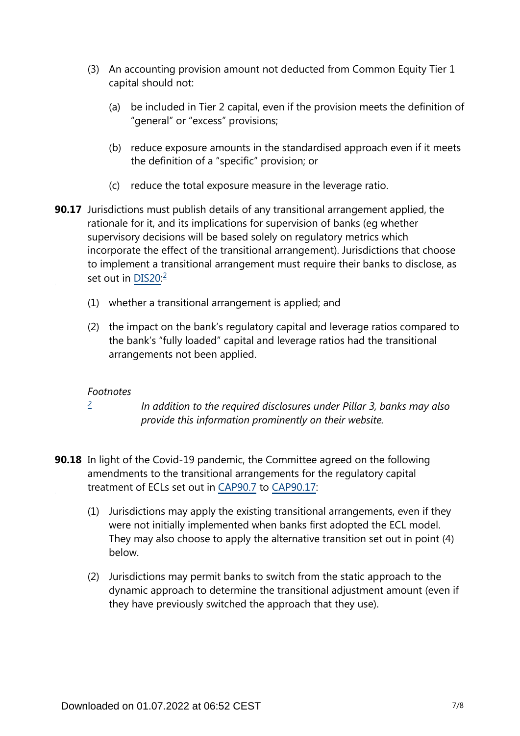(3) An accounting provision amount not deducted from Common Equity Tier 1 capital should not:

  (a) be included in Tier 2 capital, even if the provision meets the definition of "general" or "excess" provisions;

  (b) reduce exposure amounts in the standardised approach even if it meets the definition of a "specific" provision; or

  (c) reduce the total exposure measure in the leverage ratio.

**90.17** Jurisdictions must publish details of any transitional arrangement applied, the rationale for it, and its implications for supervision of banks (eg whether supervisory decisions will be based solely on regulatory metrics which incorporate the effect of the transitional arrangement). Jurisdictions that choose to implement a transitional arrangement must require their banks to disclose, as set out in DIS20:[2]

(1) whether a transitional arrangement is applied; and

(2) the impact on the bank's regulatory capital and leverage ratios compared to the bank's "fully loaded" capital and leverage ratios had the transitional arrangements not been applied.

*Footnotes*

[2] *In addition to the required disclosures under Pillar 3, banks may also provide this information prominently on their website.*

**90.18** In light of the Covid-19 pandemic, the Committee agreed on the following amendments to the transitional arrangements for the regulatory capital treatment of ECLs set out in CAP90.7 to CAP90.17:

(1) Jurisdictions may apply the existing transitional arrangements, even if they were not initially implemented when banks first adopted the ECL model. They may also choose to apply the alternative transition set out in point (4) below.

(2) Jurisdictions may permit banks to switch from the static approach to the dynamic approach to determine the transitional adjustment amount (even if they have previously switched the approach that they use).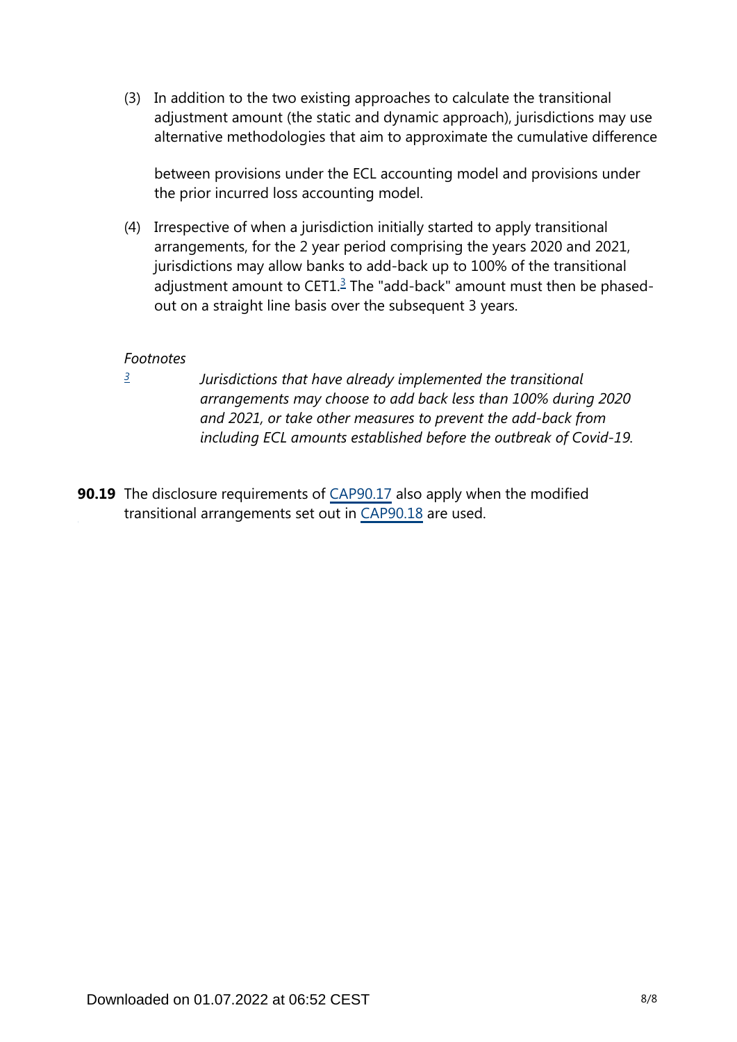(3) In addition to the two existing approaches to calculate the transitional adjustment amount (the static and dynamic approach), jurisdictions may use alternative methodologies that aim to approximate the cumulative difference between provisions under the ECL accounting model and provisions under the prior incurred loss accounting model.

(4) Irrespective of when a jurisdiction initially started to apply transitional arrangements, for the 2 year period comprising the years 2020 and 2021, jurisdictions may allow banks to add-back up to 100% of the transitional adjustment amount to CET1.[3] The "add-back" amount must then be phased-out on a straight line basis over the subsequent 3 years.

*Footnotes*

[3] *Jurisdictions that have already implemented the transitional arrangements may choose to add back less than 100% during 2020 and 2021, or take other measures to prevent the add-back from including ECL amounts established before the outbreak of Covid-19.*

**90.19** The disclosure requirements of CAP90.17 also apply when the modified transitional arrangements set out in CAP90.18 are used.